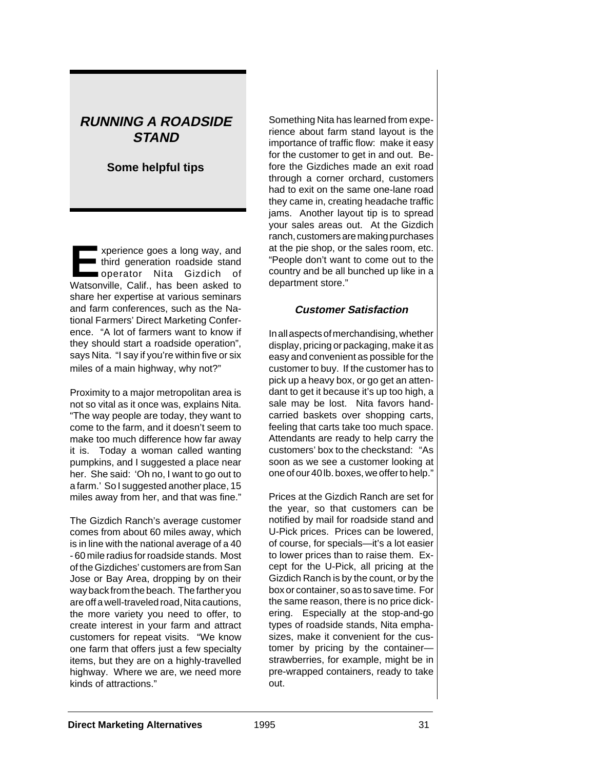# RUNNING A ROADSIDE STAND

**Some helpful tips**

Experience goes a long way, and third generation roadside stand operator Nita Gizdich of Watsonville, Calif., has been asked to share her expertise at various seminars and farm conferences, such as the National Farmers' Direct Marketing Conference. "A lot of farmers want to know if they should start a roadside operation", says Nita. "I say if you're within five or six miles of a main highway, why not?"

Proximity to a major metropolitan area is not so vital as it once was, explains Nita. "The way people are today, they want to come to the farm, and it doesn't seem to make too much difference how far away it is. Today a woman called wanting pumpkins, and I suggested a place near her. She said: 'Oh no, I want to go out to a farm.' So I suggested another place, 15 miles away from her, and that was fine."

The Gizdich Ranch's average customer comes from about 60 miles away, which is in line with the national average of a 40 - 60 mile radius for roadside stands. Most of the Gizdiches' customers are from San Jose or Bay Area, dropping by on their way back from the beach. The farther you are off a well-traveled road, Nita cautions, the more variety you need to offer, to create interest in your farm and attract customers for repeat visits. "We know one farm that offers just a few specialty items, but they are on a highly-travelled highway. Where we are, we need more kinds of attractions."

Something Nita has learned from experience about farm stand layout is the importance of traffic flow: make it easy for the customer to get in and out. Before the Gizdiches made an exit road through a corner orchard, customers had to exit on the same one-lane road they came in, creating headache traffic jams. Another layout tip is to spread your sales areas out. At the Gizdich ranch, customers are making purchases at the pie shop, or the sales room, etc. "People don't want to come out to the country and be all bunched up like in a department store."

### *Customer Satisfaction*

In all aspects of merchandising, whether display, pricing or packaging, make it as easy and convenient as possible for the customer to buy. If the customer has to pick up a heavy box, or go get an attendant to get it because it's up too high, a sale may be lost. Nita favors hand-carried baskets over shopping carts, feeling that carts take too much space. Attendants are ready to help carry the customers' box to the checkstand: "As soon as we see a customer looking at one of our 40 lb. boxes, we offer to help."

Prices at the Gizdich Ranch are set for the year, so that customers can be notified by mail for roadside stand and U-Pick prices. Prices can be lowered, of course, for specials—it's a lot easier to lower prices than to raise them. Except for the U-Pick, all pricing at the Gizdich Ranch is by the count, or by the box or container, so as to save time. For the same reason, there is no price dickering. Especially at the stop-and-go types of roadside stands, Nita emphasizes, make it convenient for the customer by pricing by the container—strawberries, for example, might be in pre-wrapped containers, ready to take out.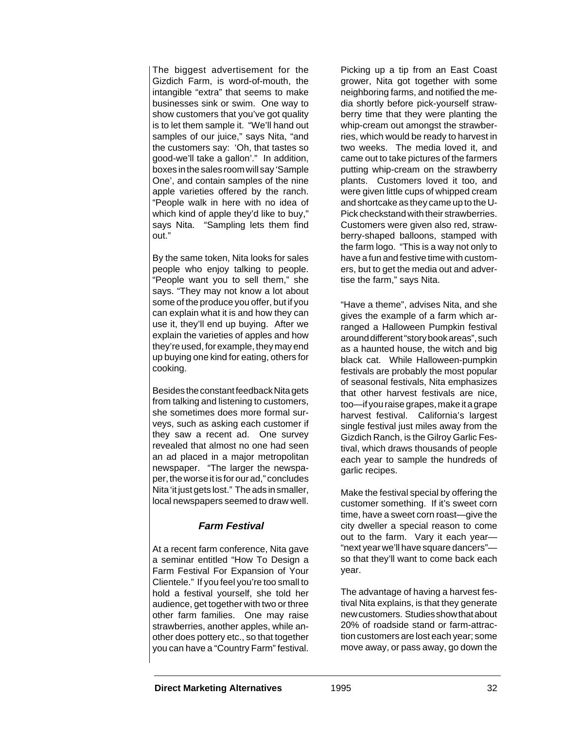The biggest advertisement for the Gizdich Farm, is word-of-mouth, the intangible "extra" that seems to make businesses sink or swim. One way to show customers that you've got quality is to let them sample it. "We'll hand out samples of our juice," says Nita, "and the customers say: 'Oh, that tastes so good-we'll take a gallon'." In addition, boxes in the sales room will say 'Sample One', and contain samples of the nine apple varieties offered by the ranch. "People walk in here with no idea of which kind of apple they'd like to buy," says Nita. "Sampling lets them find out."

By the same token, Nita looks for sales people who enjoy talking to people. "People want you to sell them," she says. "They may not know a lot about some of the produce you offer, but if you can explain what it is and how they can use it, they'll end up buying. After we explain the varieties of apples and how they're used, for example, they may end up buying one kind for eating, others for cooking.

Besides the constant feedback Nita gets from talking and listening to customers, she sometimes does more formal surveys, such as asking each customer if they saw a recent ad. One survey revealed that almost no one had seen an ad placed in a major metropolitan newspaper. "The larger the newspaper, the worse it is for our ad," concludes Nita 'it just gets lost." The ads in smaller, local newspapers seemed to draw well.

### *Farm Festival*

At a recent farm conference, Nita gave a seminar entitled "How To Design a Farm Festival For Expansion of Your Clientele." If you feel you're too small to hold a festival yourself, she told her audience, get together with two or three other farm families. One may raise strawberries, another apples, while another does pottery etc., so that together you can have a "Country Farm" festival.

Picking up a tip from an East Coast grower, Nita got together with some neighboring farms, and notified the media shortly before pick-yourself strawberry time that they were planting the whip-cream out amongst the strawberries, which would be ready to harvest in two weeks. The media loved it, and came out to take pictures of the farmers putting whip-cream on the strawberry plants. Customers loved it too, and were given little cups of whipped cream and shortcake as they came up to the U-Pick checkstand with their strawberries. Customers were given also red, strawberry-shaped balloons, stamped with the farm logo. "This is a way not only to have a fun and festive time with customers, but to get the media out and advertise the farm," says Nita.

"Have a theme", advises Nita, and she gives the example of a farm which arranged a Halloween Pumpkin festival around different "story book areas", such as a haunted house, the witch and big black cat. While Halloween-pumpkin festivals are probably the most popular of seasonal festivals, Nita emphasizes that other harvest festivals are nice, too—if you raise grapes, make it a grape harvest festival. California's largest single festival just miles away from the Gizdich Ranch, is the Gilroy Garlic Festival, which draws thousands of people each year to sample the hundreds of garlic recipes.

Make the festival special by offering the customer something. If it's sweet corn time, have a sweet corn roast—give the city dweller a special reason to come out to the farm. Vary it each year—"next year we'll have square dancers"—so that they'll want to come back each year.

The advantage of having a harvest festival Nita explains, is that they generate new customers. Studies show that about 20% of roadside stand or farm-attraction customers are lost each year; some move away, or pass away, go down the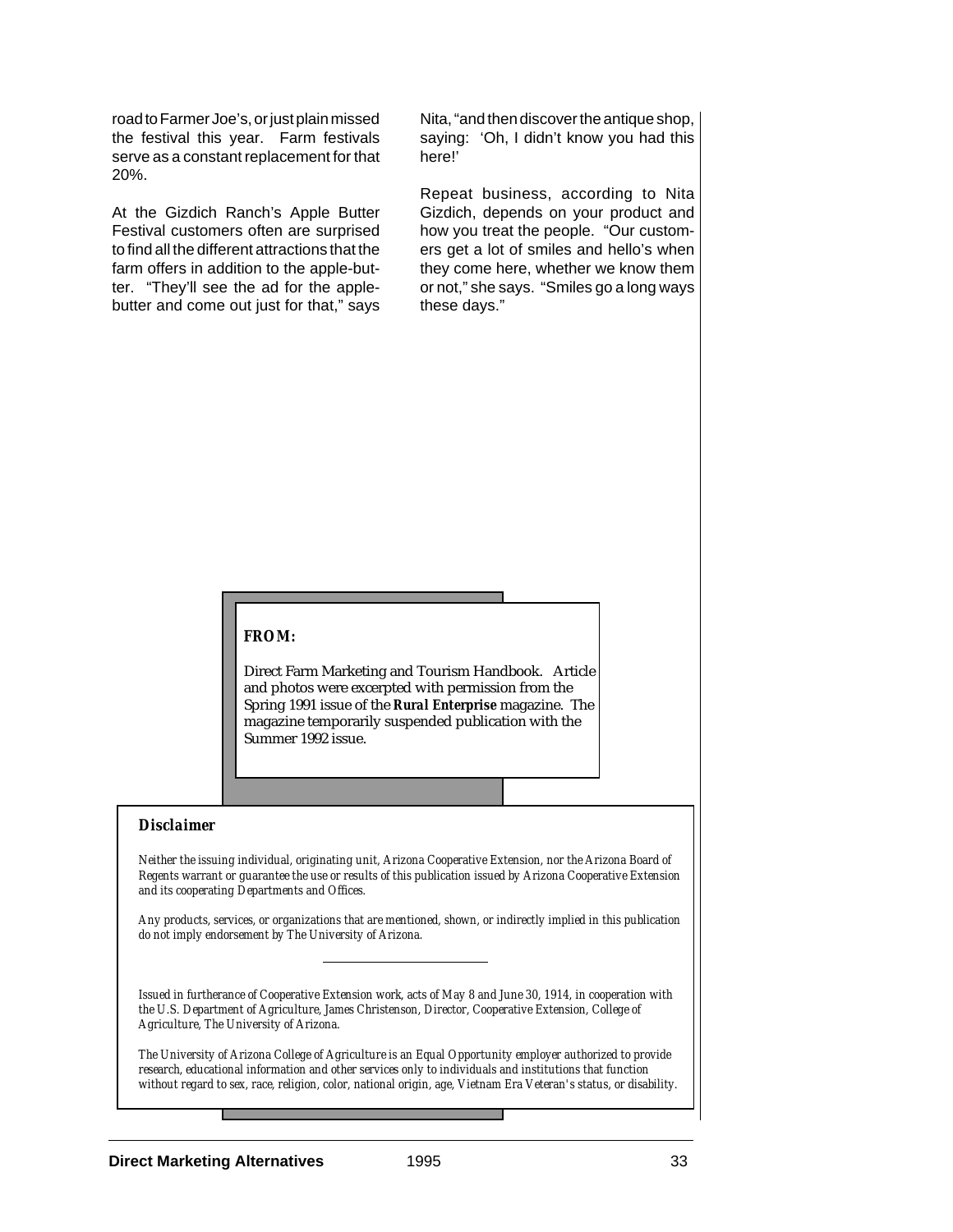road to Farmer Joe's, or just plain missed the festival this year. Farm festivals serve as a constant replacement for that 20%.

At the Gizdich Ranch's Apple Butter Festival customers often are surprised to find all the different attractions that the farm offers in addition to the apple-butter. "They'll see the ad for the apple-butter and come out just for that," says Nita, "and then discover the antique shop, saying: 'Oh, I didn't know you had this here!'

Repeat business, according to Nita Gizdich, depends on your product and how you treat the people. "Our customers get a lot of smiles and hello's when they come here, whether we know them or not," she says. "Smiles go a long ways these days."

***FROM:***

Direct Farm Marketing and Tourism Handbook. Article and photos were excerpted with permission from the Spring 1991 issue of the ***Rural Enterprise*** magazine. The magazine temporarily suspended publication with the Summer 1992 issue.

***Disclaimer***

*Neither the issuing individual, originating unit, Arizona Cooperative Extension, nor the Arizona Board of Regents warrant or guarantee the use or results of this publication issued by Arizona Cooperative Extension and its cooperating Departments and Offices.*

*Any products, services, or organizations that are mentioned, shown, or indirectly implied in this publication do not imply endorsement by The University of Arizona.*

---

*Issued in furtherance of Cooperative Extension work, acts of May 8 and June 30, 1914, in cooperation with the U.S. Department of Agriculture, James Christenson, Director, Cooperative Extension, College of Agriculture, The University of Arizona.*

*The University of Arizona College of Agriculture is an Equal Opportunity employer authorized to provide research, educational information and other services only to individuals and institutions that function without regard to sex, race, religion, color, national origin, age, Vietnam Era Veteran's status, or disability.*